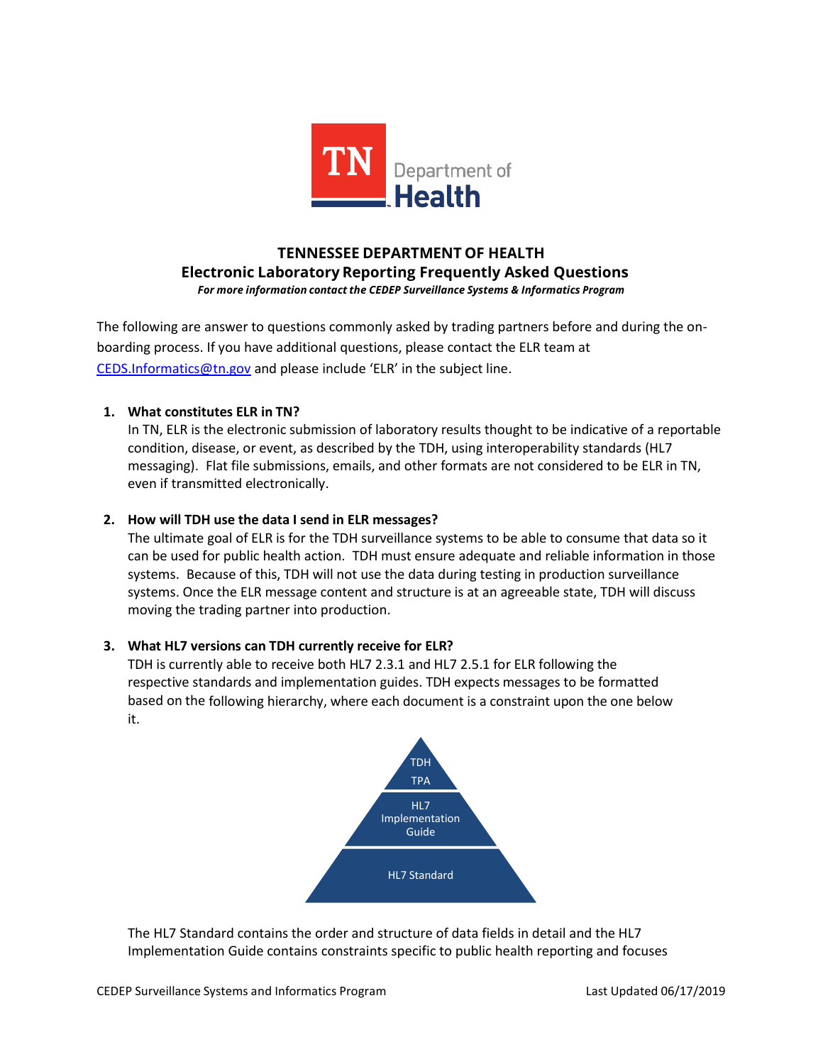# TENNESSEE DEPARTMENT OF HEALTH

## Electronic Laboratory Reporting Frequently Asked Questions

***For more information contact the CEDEP Surveillance Systems & Informatics Program***

The following are answer to questions commonly asked by trading partners before and during the on-boarding process. If you have additional questions, please contact the ELR team at CEDS.Informatics@tn.gov and please include 'ELR' in the subject line.

1. **What constitutes ELR in TN?**
   In TN, ELR is the electronic submission of laboratory results thought to be indicative of a reportable condition, disease, or event, as described by the TDH, using interoperability standards (HL7 messaging). Flat file submissions, emails, and other formats are not considered to be ELR in TN, even if transmitted electronically.

2. **How will TDH use the data I send in ELR messages?**
   The ultimate goal of ELR is for the TDH surveillance systems to be able to consume that data so it can be used for public health action. TDH must ensure adequate and reliable information in those systems. Because of this, TDH will not use the data during testing in production surveillance systems. Once the ELR message content and structure is at an agreeable state, TDH will discuss moving the trading partner into production.

3. **What HL7 versions can TDH currently receive for ELR?**
   TDH is currently able to receive both HL7 2.3.1 and HL7 2.5.1 for ELR following the respective standards and implementation guides. TDH expects messages to be formatted based on the following hierarchy, where each document is a constraint upon the one below it.

   TDH TPA

   HL7 Implementation Guide

   HL7 Standard

   The HL7 Standard contains the order and structure of data fields in detail and the HL7 Implementation Guide contains constraints specific to public health reporting and focuses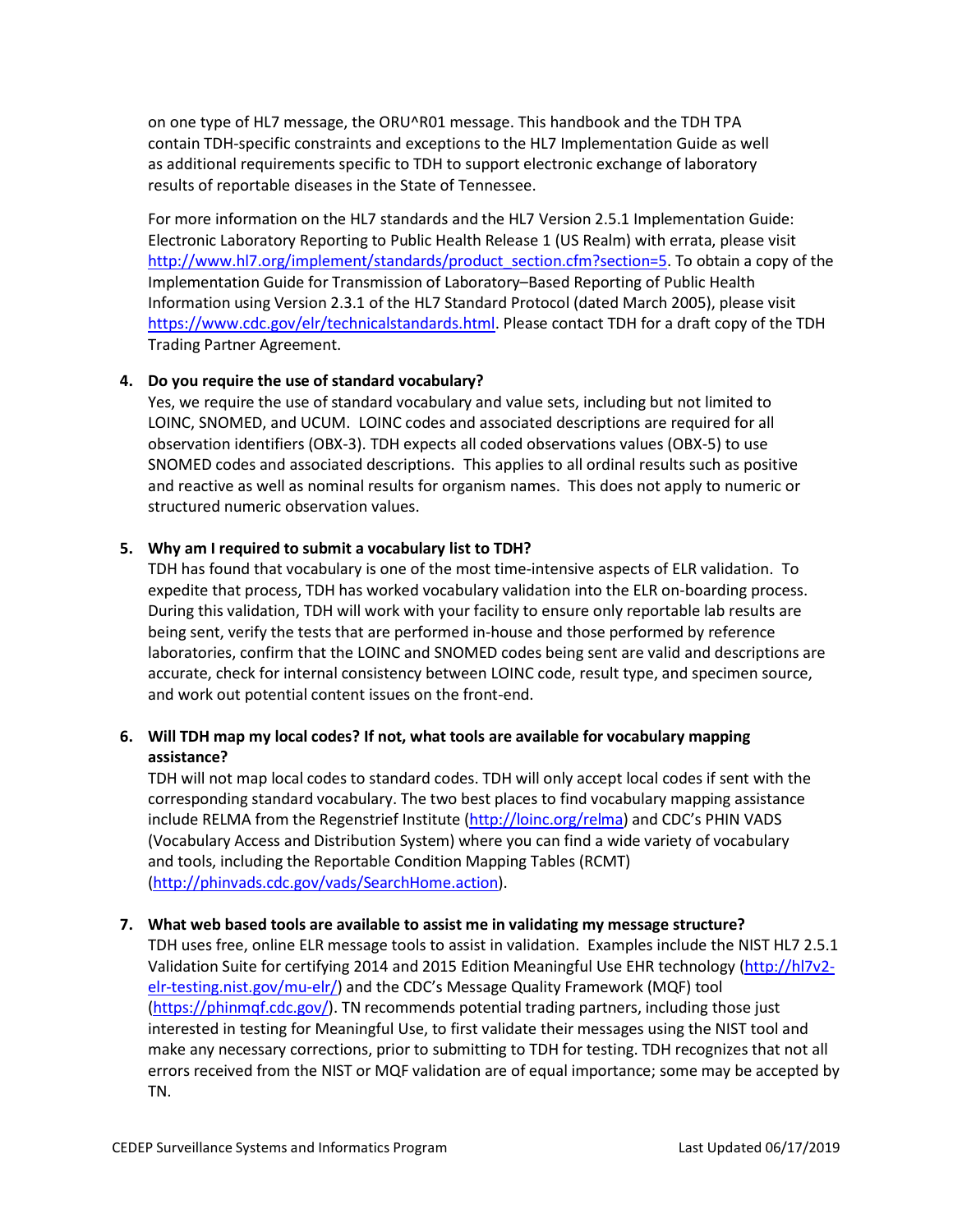on one type of HL7 message, the ORU^R01 message. This handbook and the TDH TPA contain TDH-specific constraints and exceptions to the HL7 Implementation Guide as well as additional requirements specific to TDH to support electronic exchange of laboratory results of reportable diseases in the State of Tennessee.

For more information on the HL7 standards and the HL7 Version 2.5.1 Implementation Guide: Electronic Laboratory Reporting to Public Health Release 1 (US Realm) with errata, please visit http://www.hl7.org/implement/standards/product_section.cfm?section=5. To obtain a copy of the Implementation Guide for Transmission of Laboratory–Based Reporting of Public Health Information using Version 2.3.1 of the HL7 Standard Protocol (dated March 2005), please visit https://www.cdc.gov/elr/technicalstandards.html. Please contact TDH for a draft copy of the TDH Trading Partner Agreement.

4. **Do you require the use of standard vocabulary?**
   Yes, we require the use of standard vocabulary and value sets, including but not limited to LOINC, SNOMED, and UCUM. LOINC codes and associated descriptions are required for all observation identifiers (OBX-3). TDH expects all coded observations values (OBX-5) to use SNOMED codes and associated descriptions. This applies to all ordinal results such as positive and reactive as well as nominal results for organism names. This does not apply to numeric or structured numeric observation values.

5. **Why am I required to submit a vocabulary list to TDH?**
   TDH has found that vocabulary is one of the most time-intensive aspects of ELR validation. To expedite that process, TDH has worked vocabulary validation into the ELR on-boarding process. During this validation, TDH will work with your facility to ensure only reportable lab results are being sent, verify the tests that are performed in-house and those performed by reference laboratories, confirm that the LOINC and SNOMED codes being sent are valid and descriptions are accurate, check for internal consistency between LOINC code, result type, and specimen source, and work out potential content issues on the front-end.

6. **Will TDH map my local codes? If not, what tools are available for vocabulary mapping assistance?**
   TDH will not map local codes to standard codes. TDH will only accept local codes if sent with the corresponding standard vocabulary. The two best places to find vocabulary mapping assistance include RELMA from the Regenstrief Institute (http://loinc.org/relma) and CDC's PHIN VADS (Vocabulary Access and Distribution System) where you can find a wide variety of vocabulary and tools, including the Reportable Condition Mapping Tables (RCMT) (http://phinvads.cdc.gov/vads/SearchHome.action).

7. **What web based tools are available to assist me in validating my message structure?**
   TDH uses free, online ELR message tools to assist in validation. Examples include the NIST HL7 2.5.1 Validation Suite for certifying 2014 and 2015 Edition Meaningful Use EHR technology (http://hl7v2-elr-testing.nist.gov/mu-elr/) and the CDC's Message Quality Framework (MQF) tool (https://phinmqf.cdc.gov/). TN recommends potential trading partners, including those just interested in testing for Meaningful Use, to first validate their messages using the NIST tool and make any necessary corrections, prior to submitting to TDH for testing. TDH recognizes that not all errors received from the NIST or MQF validation are of equal importance; some may be accepted by TN.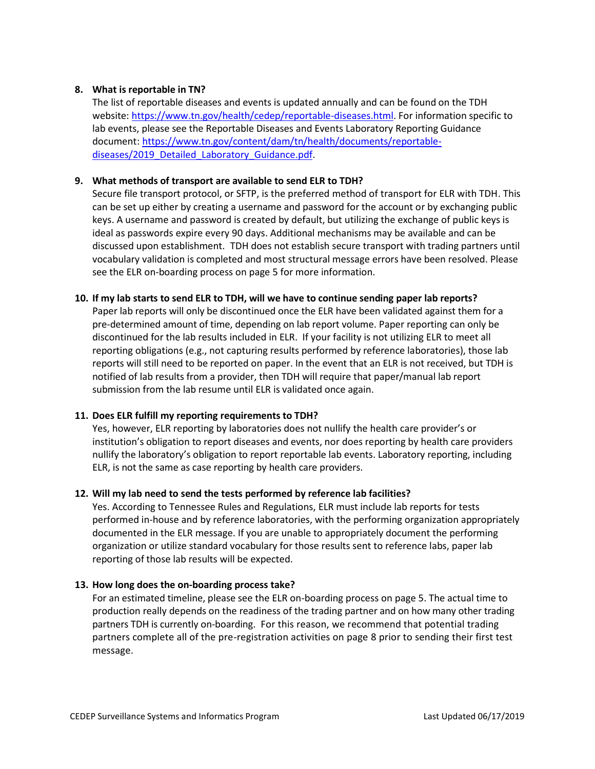8. **What is reportable in TN?**
   The list of reportable diseases and events is updated annually and can be found on the TDH website: [https://www.tn.gov/health/cedep/reportable-diseases.html](https://www.tn.gov/health/cedep/reportable-diseases.html). For information specific to lab events, please see the Reportable Diseases and Events Laboratory Reporting Guidance document: [https://www.tn.gov/content/dam/tn/health/documents/reportable-diseases/2019_Detailed_Laboratory_Guidance.pdf](https://www.tn.gov/content/dam/tn/health/documents/reportable-diseases/2019_Detailed_Laboratory_Guidance.pdf).

9. **What methods of transport are available to send ELR to TDH?**
   Secure file transport protocol, or SFTP, is the preferred method of transport for ELR with TDH. This can be set up either by creating a username and password for the account or by exchanging public keys. A username and password is created by default, but utilizing the exchange of public keys is ideal as passwords expire every 90 days. Additional mechanisms may be available and can be discussed upon establishment. TDH does not establish secure transport with trading partners until vocabulary validation is completed and most structural message errors have been resolved. Please see the ELR on-boarding process on page 5 for more information.

10. **If my lab starts to send ELR to TDH, will we have to continue sending paper lab reports?**
    Paper lab reports will only be discontinued once the ELR have been validated against them for a pre-determined amount of time, depending on lab report volume. Paper reporting can only be discontinued for the lab results included in ELR. If your facility is not utilizing ELR to meet all reporting obligations (e.g., not capturing results performed by reference laboratories), those lab reports will still need to be reported on paper. In the event that an ELR is not received, but TDH is notified of lab results from a provider, then TDH will require that paper/manual lab report submission from the lab resume until ELR is validated once again.

11. **Does ELR fulfill my reporting requirements to TDH?**
    Yes, however, ELR reporting by laboratories does not nullify the health care provider's or institution's obligation to report diseases and events, nor does reporting by health care providers nullify the laboratory's obligation to report reportable lab events. Laboratory reporting, including ELR, is not the same as case reporting by health care providers.

12. **Will my lab need to send the tests performed by reference lab facilities?**
    Yes. According to Tennessee Rules and Regulations, ELR must include lab reports for tests performed in-house and by reference laboratories, with the performing organization appropriately documented in the ELR message. If you are unable to appropriately document the performing organization or utilize standard vocabulary for those results sent to reference labs, paper lab reporting of those lab results will be expected.

13. **How long does the on-boarding process take?**
    For an estimated timeline, please see the ELR on-boarding process on page 5. The actual time to production really depends on the readiness of the trading partner and on how many other trading partners TDH is currently on-boarding. For this reason, we recommend that potential trading partners complete all of the pre-registration activities on page 8 prior to sending their first test message.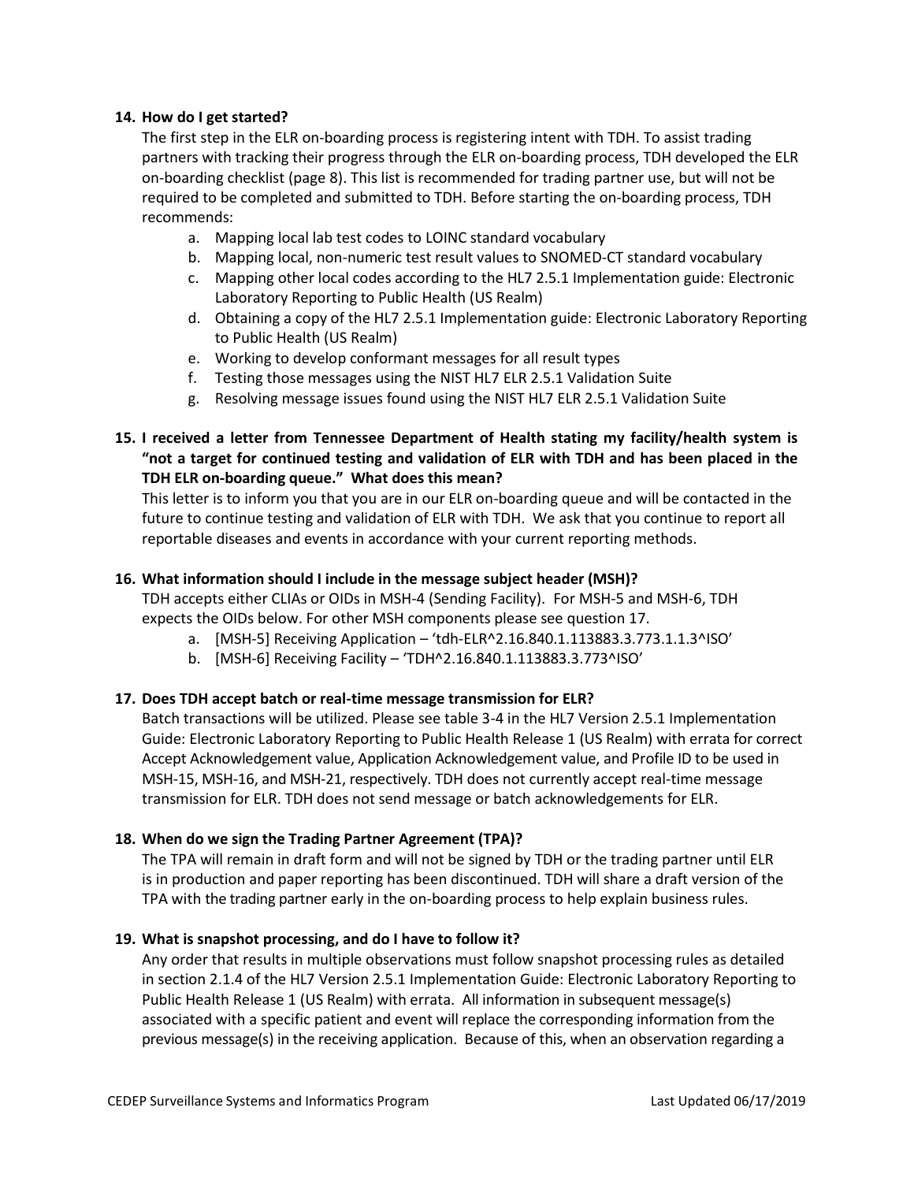**14. How do I get started?**

The first step in the ELR on-boarding process is registering intent with TDH. To assist trading partners with tracking their progress through the ELR on-boarding process, TDH developed the ELR on-boarding checklist (page 8). This list is recommended for trading partner use, but will not be required to be completed and submitted to TDH. Before starting the on-boarding process, TDH recommends:

a. Mapping local lab test codes to LOINC standard vocabulary
b. Mapping local, non-numeric test result values to SNOMED-CT standard vocabulary
c. Mapping other local codes according to the HL7 2.5.1 Implementation guide: Electronic Laboratory Reporting to Public Health (US Realm)
d. Obtaining a copy of the HL7 2.5.1 Implementation guide: Electronic Laboratory Reporting to Public Health (US Realm)
e. Working to develop conformant messages for all result types
f. Testing those messages using the NIST HL7 ELR 2.5.1 Validation Suite
g. Resolving message issues found using the NIST HL7 ELR 2.5.1 Validation Suite

**15. I received a letter from Tennessee Department of Health stating my facility/health system is "not a target for continued testing and validation of ELR with TDH and has been placed in the TDH ELR on-boarding queue." What does this mean?**

This letter is to inform you that you are in our ELR on-boarding queue and will be contacted in the future to continue testing and validation of ELR with TDH. We ask that you continue to report all reportable diseases and events in accordance with your current reporting methods.

**16. What information should I include in the message subject header (MSH)?**

TDH accepts either CLIAs or OIDs in MSH-4 (Sending Facility). For MSH-5 and MSH-6, TDH expects the OIDs below. For other MSH components please see question 17.

a. [MSH-5] Receiving Application – 'tdh-ELR^2.16.840.1.113883.3.773.1.1.3^ISO'
b. [MSH-6] Receiving Facility – 'TDH^2.16.840.1.113883.3.773^ISO'

**17. Does TDH accept batch or real-time message transmission for ELR?**

Batch transactions will be utilized. Please see table 3-4 in the HL7 Version 2.5.1 Implementation Guide: Electronic Laboratory Reporting to Public Health Release 1 (US Realm) with errata for correct Accept Acknowledgement value, Application Acknowledgement value, and Profile ID to be used in MSH-15, MSH-16, and MSH-21, respectively. TDH does not currently accept real-time message transmission for ELR. TDH does not send message or batch acknowledgements for ELR.

**18. When do we sign the Trading Partner Agreement (TPA)?**

The TPA will remain in draft form and will not be signed by TDH or the trading partner until ELR is in production and paper reporting has been discontinued. TDH will share a draft version of the TPA with the trading partner early in the on-boarding process to help explain business rules.

**19. What is snapshot processing, and do I have to follow it?**

Any order that results in multiple observations must follow snapshot processing rules as detailed in section 2.1.4 of the HL7 Version 2.5.1 Implementation Guide: Electronic Laboratory Reporting to Public Health Release 1 (US Realm) with errata. All information in subsequent message(s) associated with a specific patient and event will replace the corresponding information from the previous message(s) in the receiving application. Because of this, when an observation regarding a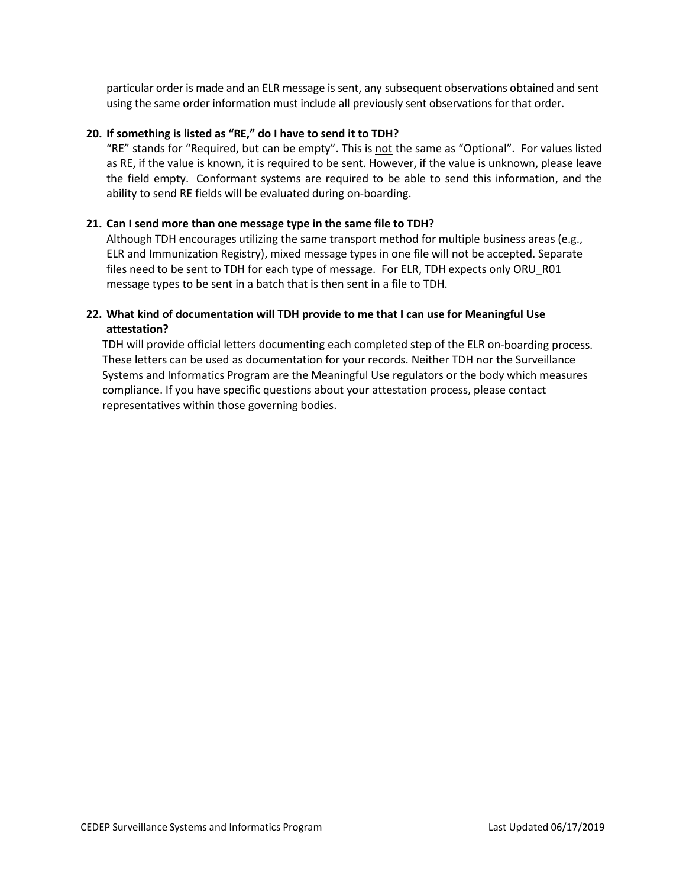particular order is made and an ELR message is sent, any subsequent observations obtained and sent using the same order information must include all previously sent observations for that order.

20. **If something is listed as "RE," do I have to send it to TDH?**
    "RE" stands for "Required, but can be empty". This is <u>not</u> the same as "Optional". For values listed as RE, if the value is known, it is required to be sent. However, if the value is unknown, please leave the field empty. Conformant systems are required to be able to send this information, and the ability to send RE fields will be evaluated during on-boarding.

21. **Can I send more than one message type in the same file to TDH?**
    Although TDH encourages utilizing the same transport method for multiple business areas (e.g., ELR and Immunization Registry), mixed message types in one file will not be accepted. Separate files need to be sent to TDH for each type of message. For ELR, TDH expects only ORU_R01 message types to be sent in a batch that is then sent in a file to TDH.

22. **What kind of documentation will TDH provide to me that I can use for Meaningful Use attestation?**
    TDH will provide official letters documenting each completed step of the ELR on-boarding process. These letters can be used as documentation for your records. Neither TDH nor the Surveillance Systems and Informatics Program are the Meaningful Use regulators or the body which measures compliance. If you have specific questions about your attestation process, please contact representatives within those governing bodies.